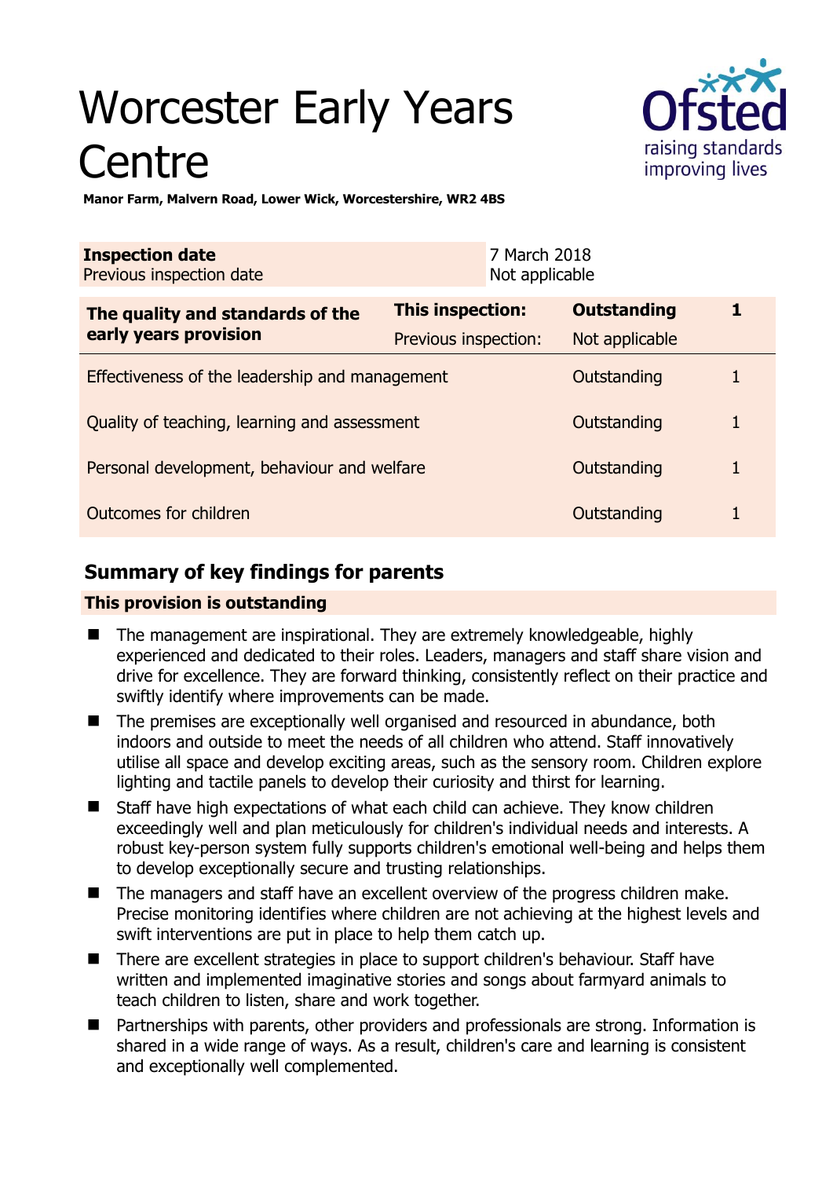# Worcester Early Years Centre

**Manor Farm, Malvern Road, Lower Wick, Worcestershire, WR2 4BS**

| **Inspection date** | 7 March 2018 |
| --- | --- |
| Previous inspection date | Not applicable |

| **The quality and standards of the early years provision** | **This inspection:** | **Outstanding** | **1** |
| --- | --- | --- | --- |
| | Previous inspection: | Not applicable | |
| Effectiveness of the leadership and management | | Outstanding | 1 |
| Quality of teaching, learning and assessment | | Outstanding | 1 |
| Personal development, behaviour and welfare | | Outstanding | 1 |
| Outcomes for children | | Outstanding | 1 |

## Summary of key findings for parents

**This provision is outstanding**

- The management are inspirational. They are extremely knowledgeable, highly experienced and dedicated to their roles. Leaders, managers and staff share vision and drive for excellence. They are forward thinking, consistently reflect on their practice and swiftly identify where improvements can be made.
- The premises are exceptionally well organised and resourced in abundance, both indoors and outside to meet the needs of all children who attend. Staff innovatively utilise all space and develop exciting areas, such as the sensory room. Children explore lighting and tactile panels to develop their curiosity and thirst for learning.
- Staff have high expectations of what each child can achieve. They know children exceedingly well and plan meticulously for children's individual needs and interests. A robust key-person system fully supports children's emotional well-being and helps them to develop exceptionally secure and trusting relationships.
- The managers and staff have an excellent overview of the progress children make. Precise monitoring identifies where children are not achieving at the highest levels and swift interventions are put in place to help them catch up.
- There are excellent strategies in place to support children's behaviour. Staff have written and implemented imaginative stories and songs about farmyard animals to teach children to listen, share and work together.
- Partnerships with parents, other providers and professionals are strong. Information is shared in a wide range of ways. As a result, children's care and learning is consistent and exceptionally well complemented.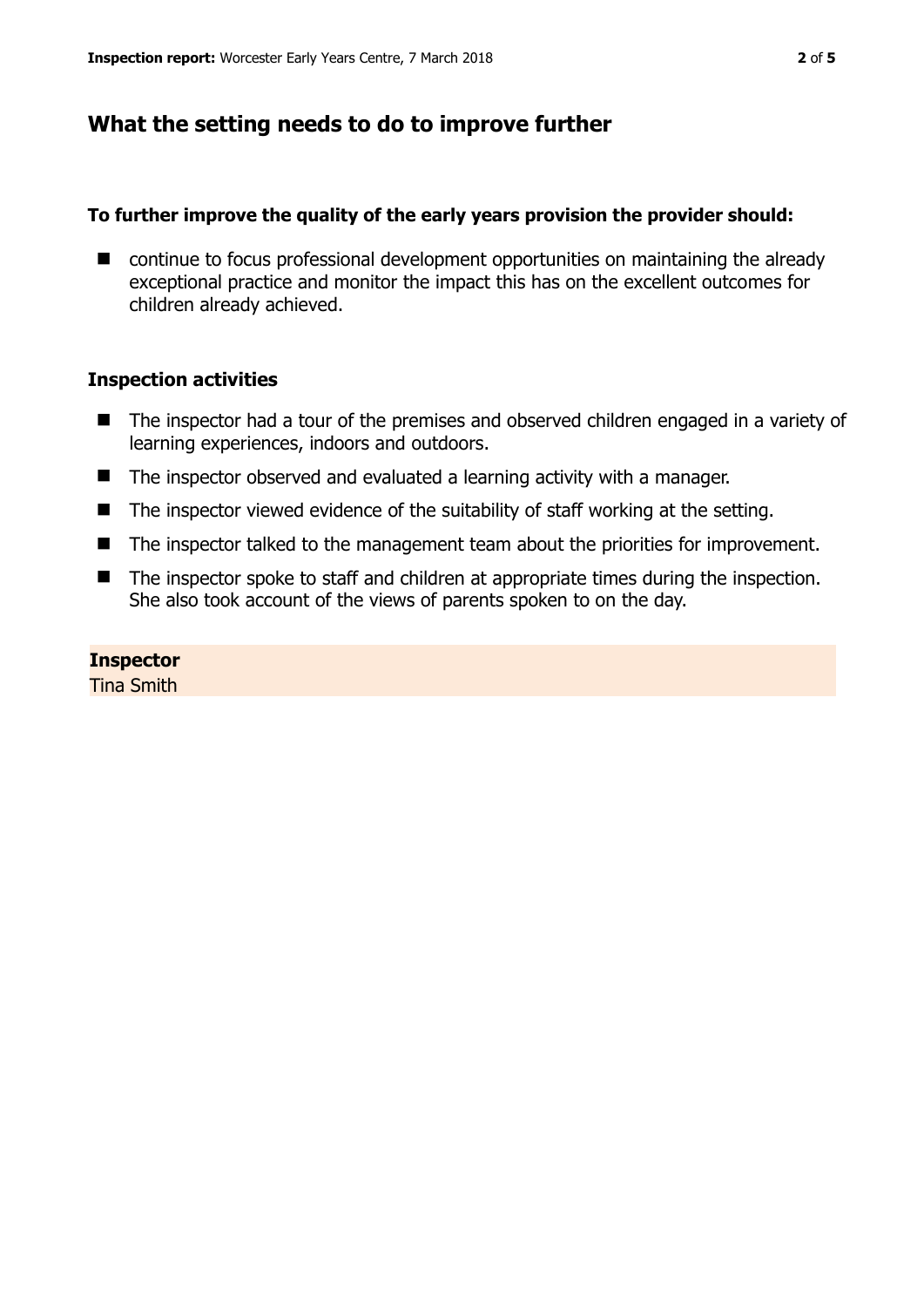## What the setting needs to do to improve further

**To further improve the quality of the early years provision the provider should:**

- continue to focus professional development opportunities on maintaining the already exceptional practice and monitor the impact this has on the excellent outcomes for children already achieved.

### Inspection activities

- The inspector had a tour of the premises and observed children engaged in a variety of learning experiences, indoors and outdoors.
- The inspector observed and evaluated a learning activity with a manager.
- The inspector viewed evidence of the suitability of staff working at the setting.
- The inspector talked to the management team about the priorities for improvement.
- The inspector spoke to staff and children at appropriate times during the inspection. She also took account of the views of parents spoken to on the day.

**Inspector**
Tina Smith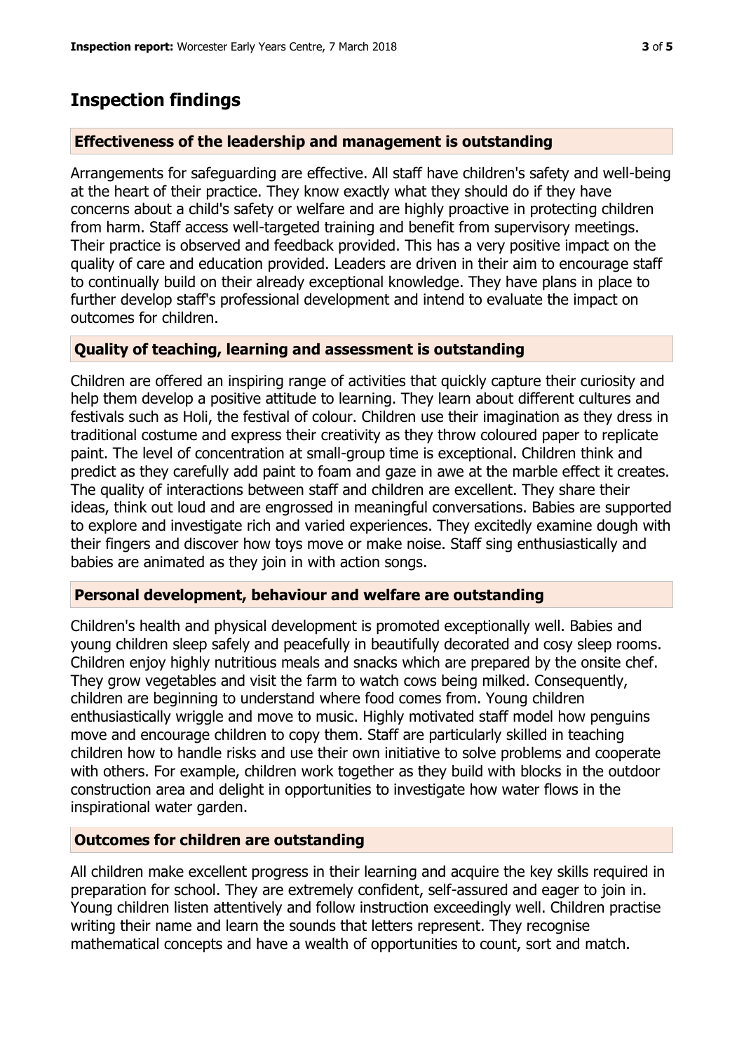## Inspection findings

### Effectiveness of the leadership and management is outstanding

Arrangements for safeguarding are effective. All staff have children's safety and well-being at the heart of their practice. They know exactly what they should do if they have concerns about a child's safety or welfare and are highly proactive in protecting children from harm. Staff access well-targeted training and benefit from supervisory meetings. Their practice is observed and feedback provided. This has a very positive impact on the quality of care and education provided. Leaders are driven in their aim to encourage staff to continually build on their already exceptional knowledge. They have plans in place to further develop staff's professional development and intend to evaluate the impact on outcomes for children.

### Quality of teaching, learning and assessment is outstanding

Children are offered an inspiring range of activities that quickly capture their curiosity and help them develop a positive attitude to learning. They learn about different cultures and festivals such as Holi, the festival of colour. Children use their imagination as they dress in traditional costume and express their creativity as they throw coloured paper to replicate paint. The level of concentration at small-group time is exceptional. Children think and predict as they carefully add paint to foam and gaze in awe at the marble effect it creates. The quality of interactions between staff and children are excellent. They share their ideas, think out loud and are engrossed in meaningful conversations. Babies are supported to explore and investigate rich and varied experiences. They excitedly examine dough with their fingers and discover how toys move or make noise. Staff sing enthusiastically and babies are animated as they join in with action songs.

### Personal development, behaviour and welfare are outstanding

Children's health and physical development is promoted exceptionally well. Babies and young children sleep safely and peacefully in beautifully decorated and cosy sleep rooms. Children enjoy highly nutritious meals and snacks which are prepared by the onsite chef. They grow vegetables and visit the farm to watch cows being milked. Consequently, children are beginning to understand where food comes from. Young children enthusiastically wriggle and move to music. Highly motivated staff model how penguins move and encourage children to copy them. Staff are particularly skilled in teaching children how to handle risks and use their own initiative to solve problems and cooperate with others. For example, children work together as they build with blocks in the outdoor construction area and delight in opportunities to investigate how water flows in the inspirational water garden.

### Outcomes for children are outstanding

All children make excellent progress in their learning and acquire the key skills required in preparation for school. They are extremely confident, self-assured and eager to join in. Young children listen attentively and follow instruction exceedingly well. Children practise writing their name and learn the sounds that letters represent. They recognise mathematical concepts and have a wealth of opportunities to count, sort and match.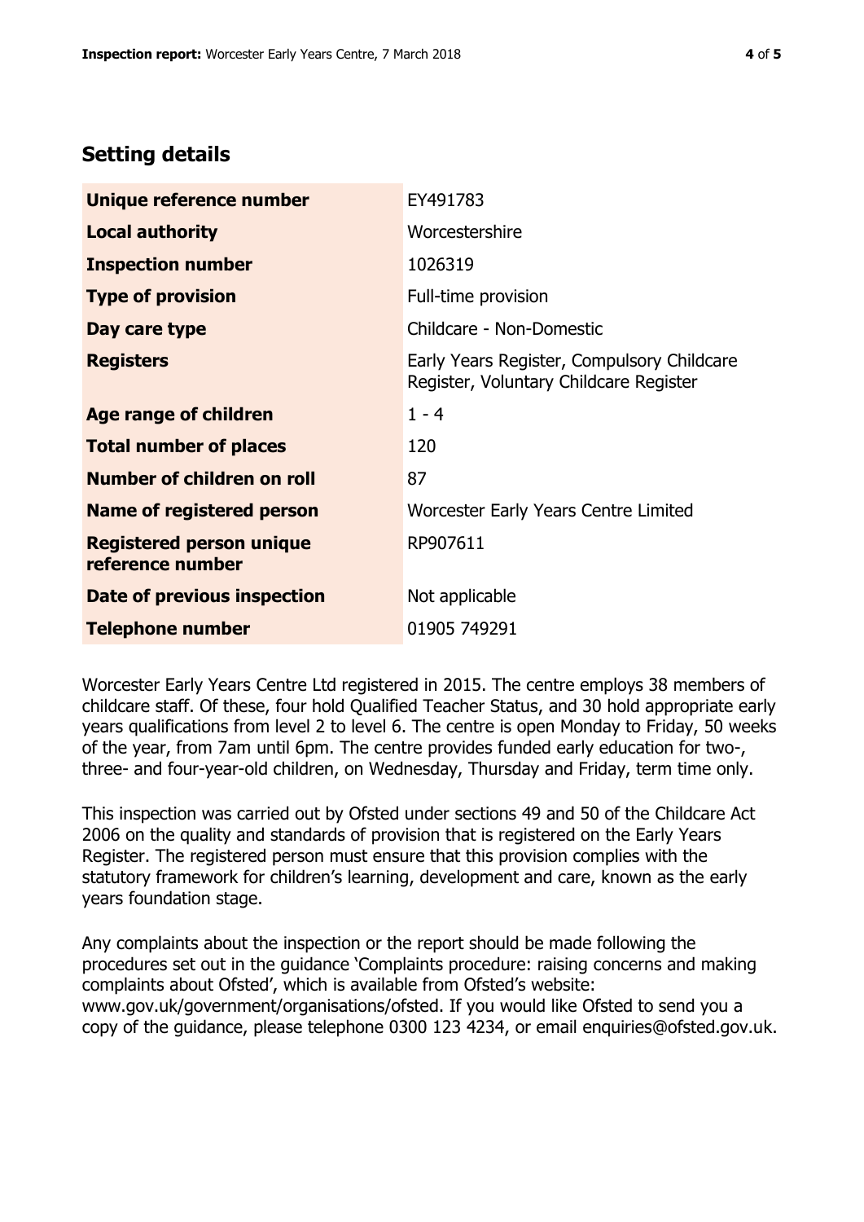## Setting details

| | |
|---|---|
| **Unique reference number** | EY491783 |
| **Local authority** | Worcestershire |
| **Inspection number** | 1026319 |
| **Type of provision** | Full-time provision |
| **Day care type** | Childcare - Non-Domestic |
| **Registers** | Early Years Register, Compulsory Childcare Register, Voluntary Childcare Register |
| **Age range of children** | 1 - 4 |
| **Total number of places** | 120 |
| **Number of children on roll** | 87 |
| **Name of registered person** | Worcester Early Years Centre Limited |
| **Registered person unique reference number** | RP907611 |
| **Date of previous inspection** | Not applicable |
| **Telephone number** | 01905 749291 |

Worcester Early Years Centre Ltd registered in 2015. The centre employs 38 members of childcare staff. Of these, four hold Qualified Teacher Status, and 30 hold appropriate early years qualifications from level 2 to level 6. The centre is open Monday to Friday, 50 weeks of the year, from 7am until 6pm. The centre provides funded early education for two-, three- and four-year-old children, on Wednesday, Thursday and Friday, term time only.

This inspection was carried out by Ofsted under sections 49 and 50 of the Childcare Act 2006 on the quality and standards of provision that is registered on the Early Years Register. The registered person must ensure that this provision complies with the statutory framework for children's learning, development and care, known as the early years foundation stage.

Any complaints about the inspection or the report should be made following the procedures set out in the guidance 'Complaints procedure: raising concerns and making complaints about Ofsted', which is available from Ofsted's website: www.gov.uk/government/organisations/ofsted. If you would like Ofsted to send you a copy of the guidance, please telephone 0300 123 4234, or email enquiries@ofsted.gov.uk.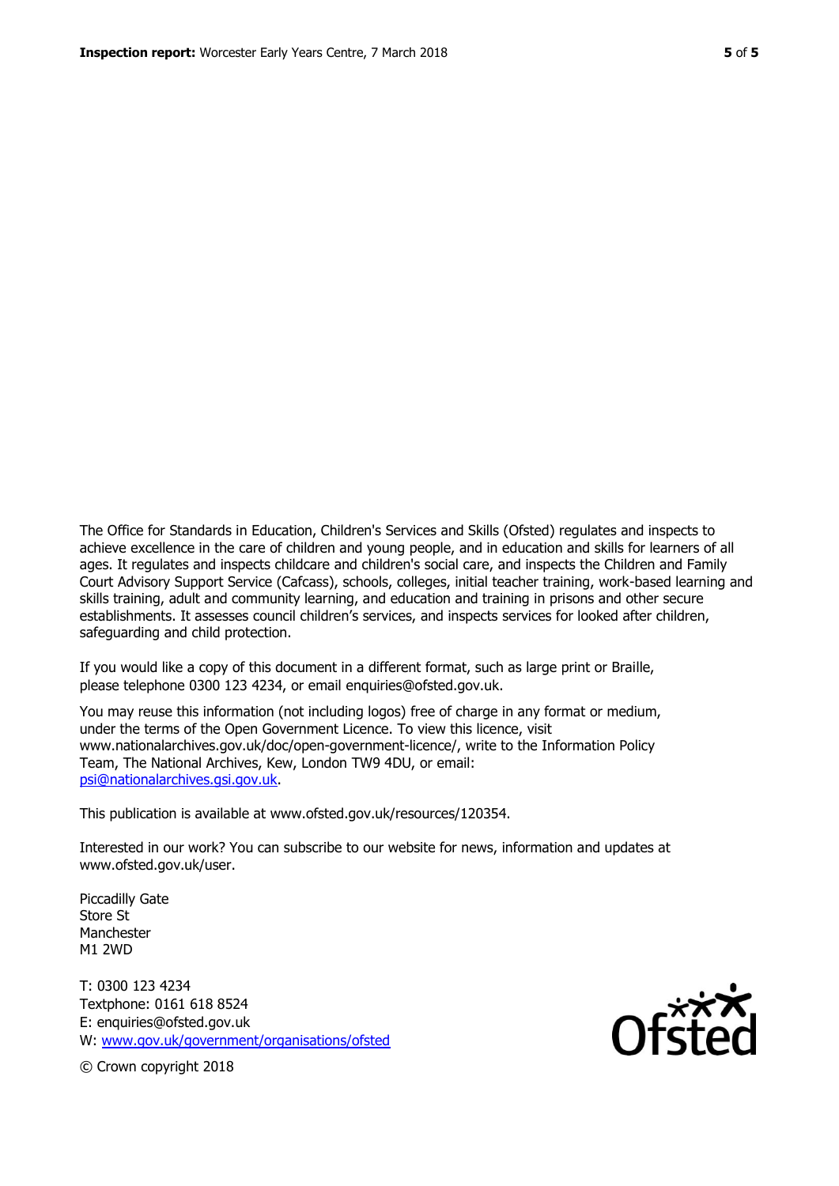The Office for Standards in Education, Children's Services and Skills (Ofsted) regulates and inspects to achieve excellence in the care of children and young people, and in education and skills for learners of all ages. It regulates and inspects childcare and children's social care, and inspects the Children and Family Court Advisory Support Service (Cafcass), schools, colleges, initial teacher training, work-based learning and skills training, adult and community learning, and education and training in prisons and other secure establishments. It assesses council children's services, and inspects services for looked after children, safeguarding and child protection.

If you would like a copy of this document in a different format, such as large print or Braille, please telephone 0300 123 4234, or email enquiries@ofsted.gov.uk.

You may reuse this information (not including logos) free of charge in any format or medium, under the terms of the Open Government Licence. To view this licence, visit www.nationalarchives.gov.uk/doc/open-government-licence/, write to the Information Policy Team, The National Archives, Kew, London TW9 4DU, or email: psi@nationalarchives.gsi.gov.uk.

This publication is available at www.ofsted.gov.uk/resources/120354.

Interested in our work? You can subscribe to our website for news, information and updates at www.ofsted.gov.uk/user.

Piccadilly Gate
Store St
Manchester
M1 2WD

T: 0300 123 4234
Textphone: 0161 618 8524
E: enquiries@ofsted.gov.uk
W: www.gov.uk/government/organisations/ofsted

© Crown copyright 2018